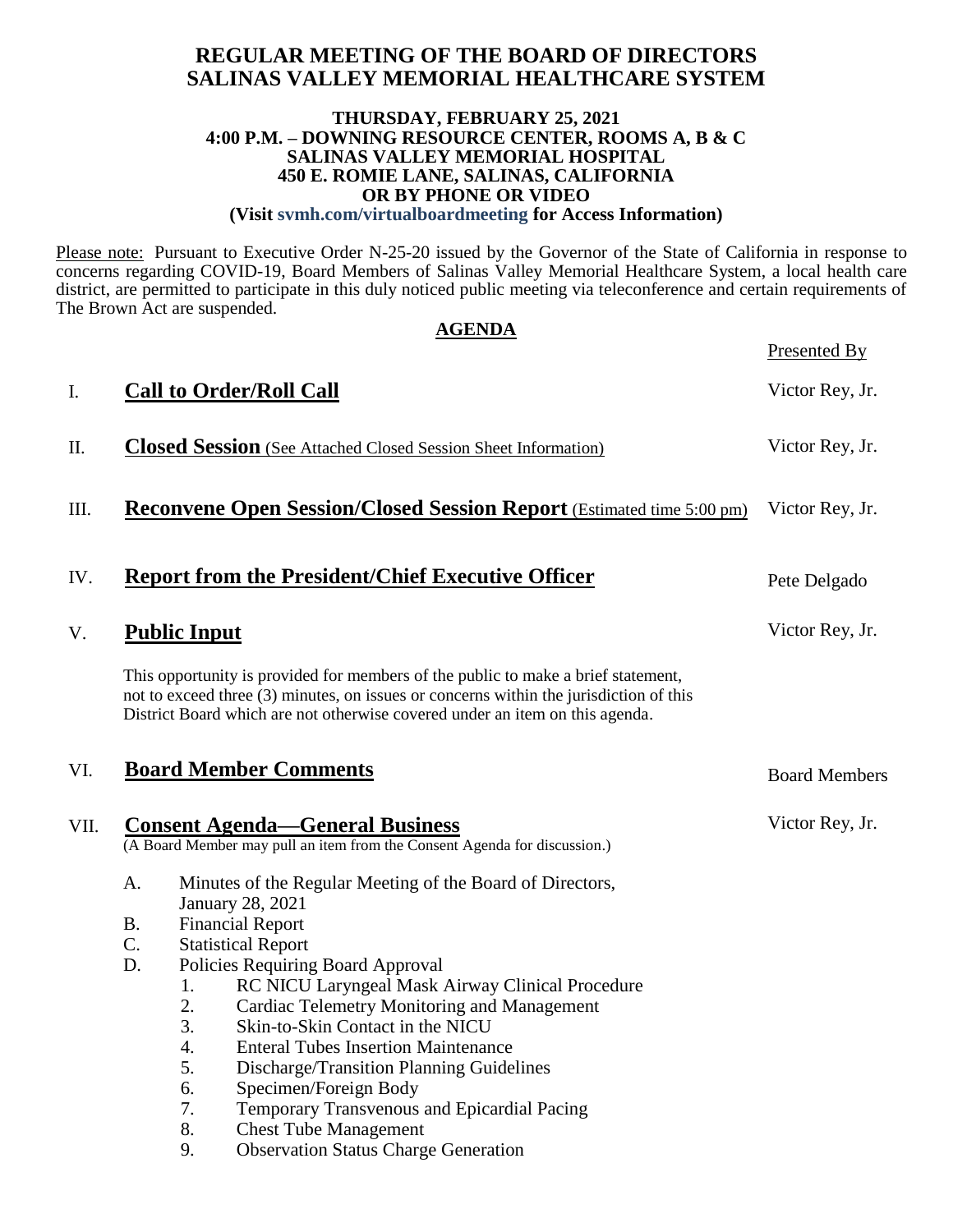# REGULAR MEETING OF THE BOARD OF DIRECTORS
# SALINAS VALLEY MEMORIAL HEALTHCARE SYSTEM

**THURSDAY, FEBRUARY 25, 2021**
**4:00 P.M. – DOWNING RESOURCE CENTER, ROOMS A, B & C**
**SALINAS VALLEY MEMORIAL HOSPITAL**
**450 E. ROMIE LANE, SALINAS, CALIFORNIA**
**OR BY PHONE OR VIDEO**
**(Visit svmh.com/virtualboardmeeting for Access Information)**

Please note: Pursuant to Executive Order N-25-20 issued by the Governor of the State of California in response to concerns regarding COVID-19, Board Members of Salinas Valley Memorial Healthcare System, a local health care district, are permitted to participate in this duly noticed public meeting via teleconference and certain requirements of The Brown Act are suspended.

## AGENDA

| | | Presented By |
|---|---|---|
| I. | **Call to Order/Roll Call** | Victor Rey, Jr. |
| II. | **Closed Session** (See Attached Closed Session Sheet Information) | Victor Rey, Jr. |
| III. | **Reconvene Open Session/Closed Session Report** (Estimated time 5:00 pm) | Victor Rey, Jr. |
| IV. | **Report from the President/Chief Executive Officer** | Pete Delgado |
| V. | **Public Input** | Victor Rey, Jr. |

This opportunity is provided for members of the public to make a brief statement, not to exceed three (3) minutes, on issues or concerns within the jurisdiction of this District Board which are not otherwise covered under an item on this agenda.

| | | |
|---|---|---|
| VI. | **Board Member Comments** | Board Members |
| VII. | **Consent Agenda—General Business** | Victor Rey, Jr. |

(A Board Member may pull an item from the Consent Agenda for discussion.)

A. Minutes of the Regular Meeting of the Board of Directors, January 28, 2021
B. Financial Report
C. Statistical Report
D. Policies Requiring Board Approval
   1. RC NICU Laryngeal Mask Airway Clinical Procedure
   2. Cardiac Telemetry Monitoring and Management
   3. Skin-to-Skin Contact in the NICU
   4. Enteral Tubes Insertion Maintenance
   5. Discharge/Transition Planning Guidelines
   6. Specimen/Foreign Body
   7. Temporary Transvenous and Epicardial Pacing
   8. Chest Tube Management
   9. Observation Status Charge Generation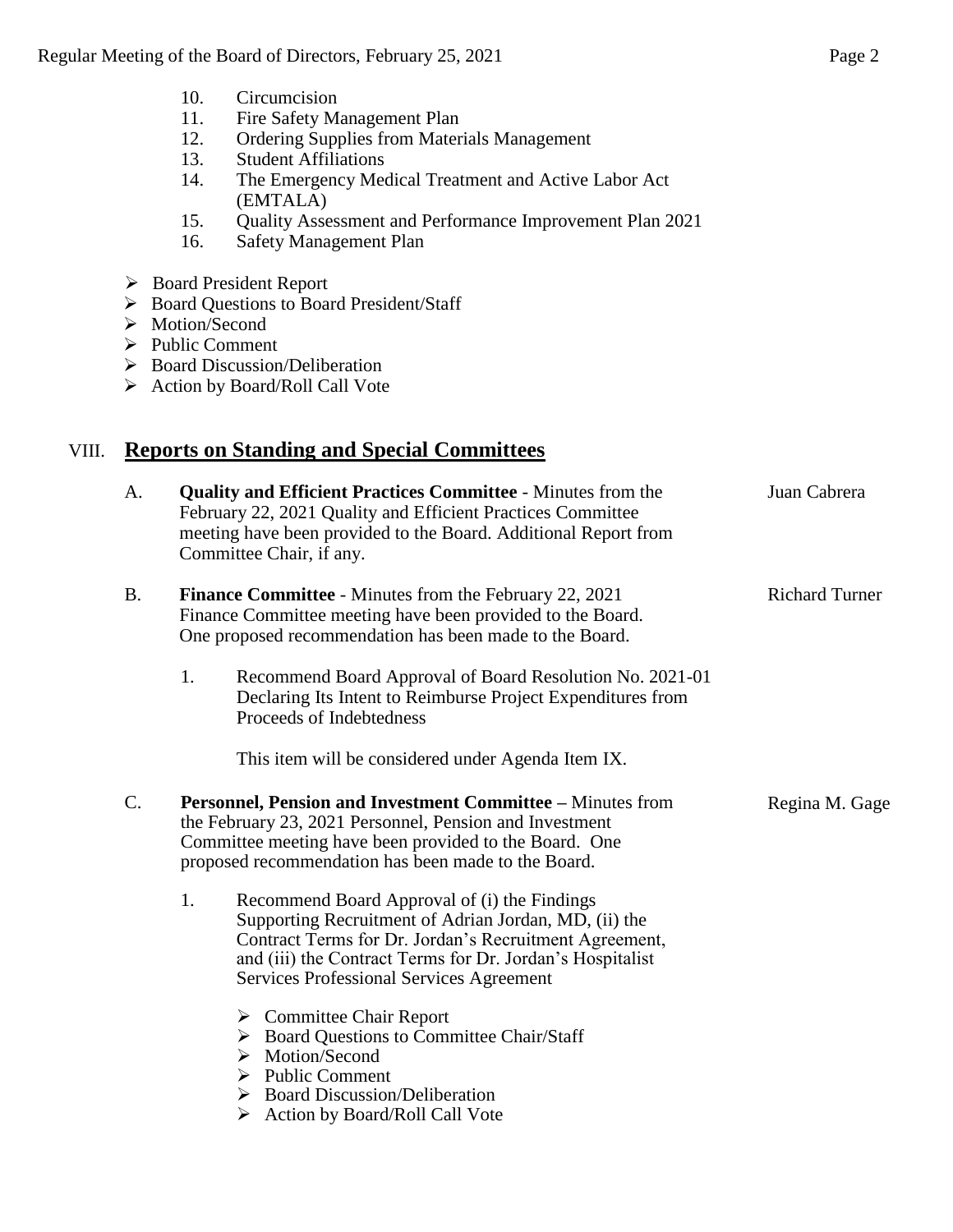10. Circumcision
11. Fire Safety Management Plan
12. Ordering Supplies from Materials Management
13. Student Affiliations
14. The Emergency Medical Treatment and Active Labor Act (EMTALA)
15. Quality Assessment and Performance Improvement Plan 2021
16. Safety Management Plan

- Board President Report
- Board Questions to Board President/Staff
- Motion/Second
- Public Comment
- Board Discussion/Deliberation
- Action by Board/Roll Call Vote

## VIII. Reports on Standing and Special Committees

A. **Quality and Efficient Practices Committee** - Minutes from the February 22, 2021 Quality and Efficient Practices Committee meeting have been provided to the Board. Additional Report from Committee Chair, if any. — Juan Cabrera

B. **Finance Committee** - Minutes from the February 22, 2021 Finance Committee meeting have been provided to the Board. One proposed recommendation has been made to the Board. — Richard Turner

1. Recommend Board Approval of Board Resolution No. 2021-01 Declaring Its Intent to Reimburse Project Expenditures from Proceeds of Indebtedness

   This item will be considered under Agenda Item IX.

C. **Personnel, Pension and Investment Committee –** Minutes from the February 23, 2021 Personnel, Pension and Investment Committee meeting have been provided to the Board. One proposed recommendation has been made to the Board. — Regina M. Gage

1. Recommend Board Approval of (i) the Findings Supporting Recruitment of Adrian Jordan, MD, (ii) the Contract Terms for Dr. Jordan's Recruitment Agreement, and (iii) the Contract Terms for Dr. Jordan's Hospitalist Services Professional Services Agreement

   - Committee Chair Report
   - Board Questions to Committee Chair/Staff
   - Motion/Second
   - Public Comment
   - Board Discussion/Deliberation
   - Action by Board/Roll Call Vote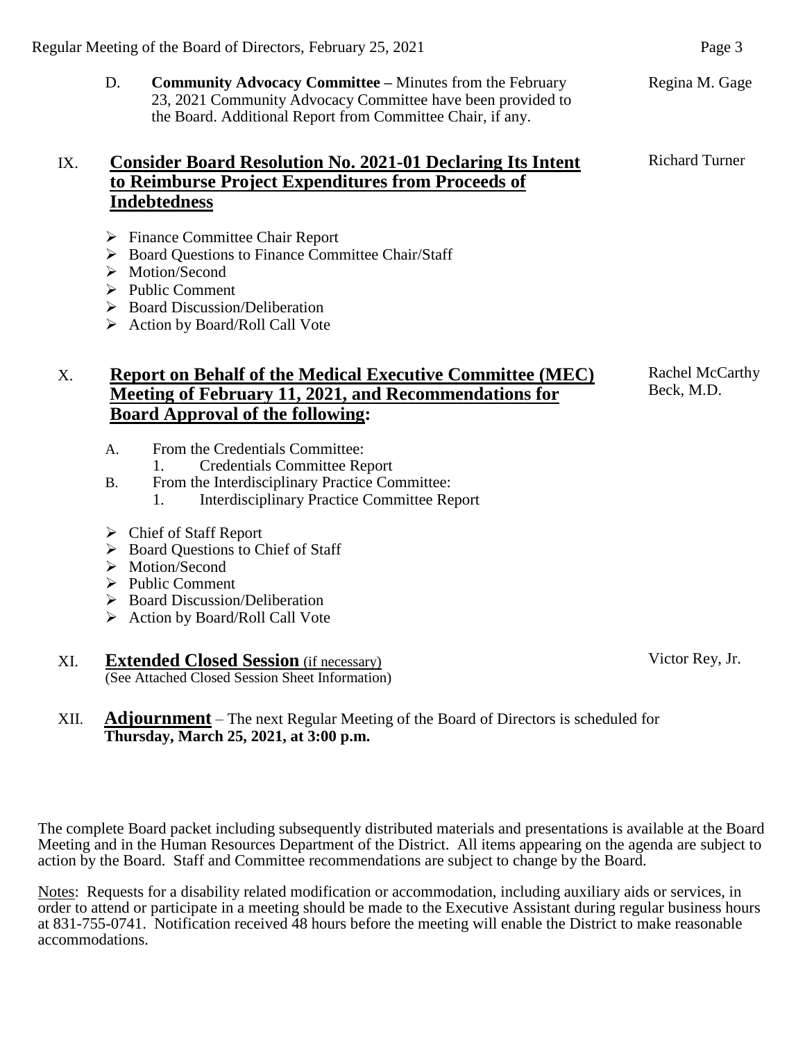D. **Community Advocacy Committee –** Minutes from the February 23, 2021 Community Advocacy Committee have been provided to the Board. Additional Report from Committee Chair, if any. — Regina M. Gage

## IX. Consider Board Resolution No. 2021-01 Declaring Its Intent to Reimburse Project Expenditures from Proceeds of Indebtedness

Richard Turner

- Finance Committee Chair Report
- Board Questions to Finance Committee Chair/Staff
- Motion/Second
- Public Comment
- Board Discussion/Deliberation
- Action by Board/Roll Call Vote

## X. Report on Behalf of the Medical Executive Committee (MEC) Meeting of February 11, 2021, and Recommendations for Board Approval of the following:

Rachel McCarthy Beck, M.D.

A. From the Credentials Committee:
   1. Credentials Committee Report

B. From the Interdisciplinary Practice Committee:
   1. Interdisciplinary Practice Committee Report

- Chief of Staff Report
- Board Questions to Chief of Staff
- Motion/Second
- Public Comment
- Board Discussion/Deliberation
- Action by Board/Roll Call Vote

## XI. Extended Closed Session (if necessary)

(See Attached Closed Session Sheet Information)

Victor Rey, Jr.

## XII. Adjournment

– The next Regular Meeting of the Board of Directors is scheduled for **Thursday, March 25, 2021, at 3:00 p.m.**

The complete Board packet including subsequently distributed materials and presentations is available at the Board Meeting and in the Human Resources Department of the District. All items appearing on the agenda are subject to action by the Board. Staff and Committee recommendations are subject to change by the Board.

Notes: Requests for a disability related modification or accommodation, including auxiliary aids or services, in order to attend or participate in a meeting should be made to the Executive Assistant during regular business hours at 831-755-0741. Notification received 48 hours before the meeting will enable the District to make reasonable accommodations.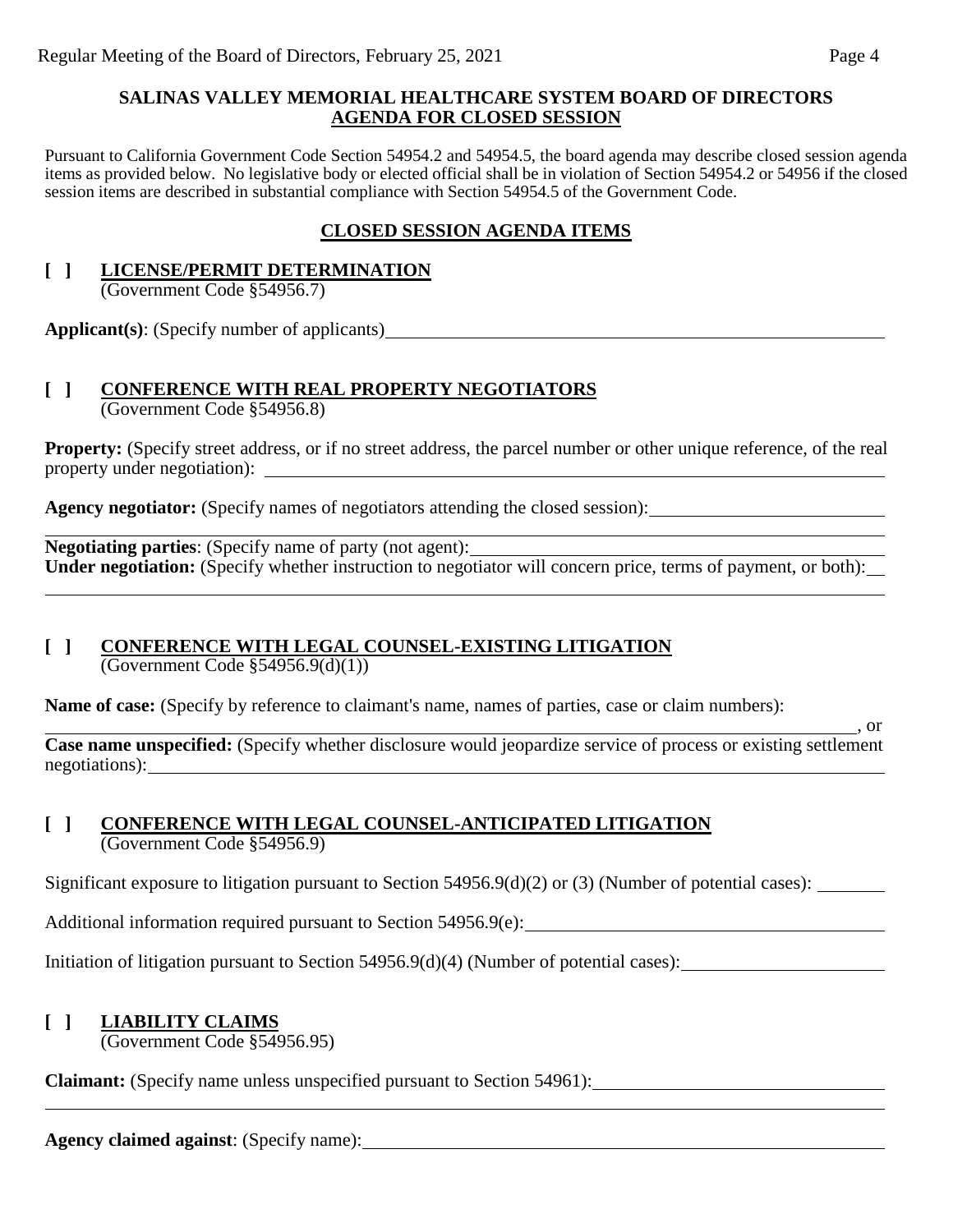**SALINAS VALLEY MEMORIAL HEALTHCARE SYSTEM BOARD OF DIRECTORS**
**AGENDA FOR CLOSED SESSION**

Pursuant to California Government Code Section 54954.2 and 54954.5, the board agenda may describe closed session agenda items as provided below. No legislative body or elected official shall be in violation of Section 54954.2 or 54956 if the closed session items are described in substantial compliance with Section 54954.5 of the Government Code.

**CLOSED SESSION AGENDA ITEMS**

**[ ] LICENSE/PERMIT DETERMINATION**
(Government Code §54956.7)

**Applicant(s)**: (Specify number of applicants)

**[ ] CONFERENCE WITH REAL PROPERTY NEGOTIATORS**
(Government Code §54956.8)

**Property:** (Specify street address, or if no street address, the parcel number or other unique reference, of the real property under negotiation):

**Agency negotiator:** (Specify names of negotiators attending the closed session):

**Negotiating parties**: (Specify name of party (not agent):
**Under negotiation:** (Specify whether instruction to negotiator will concern price, terms of payment, or both):

**[ ] CONFERENCE WITH LEGAL COUNSEL-EXISTING LITIGATION**
(Government Code §54956.9(d)(1))

**Name of case:** (Specify by reference to claimant's name, names of parties, case or claim numbers):
, or
**Case name unspecified:** (Specify whether disclosure would jeopardize service of process or existing settlement negotiations):

**[ ] CONFERENCE WITH LEGAL COUNSEL-ANTICIPATED LITIGATION**
(Government Code §54956.9)

Significant exposure to litigation pursuant to Section 54956.9(d)(2) or (3) (Number of potential cases):

Additional information required pursuant to Section 54956.9(e):

Initiation of litigation pursuant to Section 54956.9(d)(4) (Number of potential cases):

**[ ] LIABILITY CLAIMS**
(Government Code §54956.95)

**Claimant:** (Specify name unless unspecified pursuant to Section 54961):

**Agency claimed against**: (Specify name):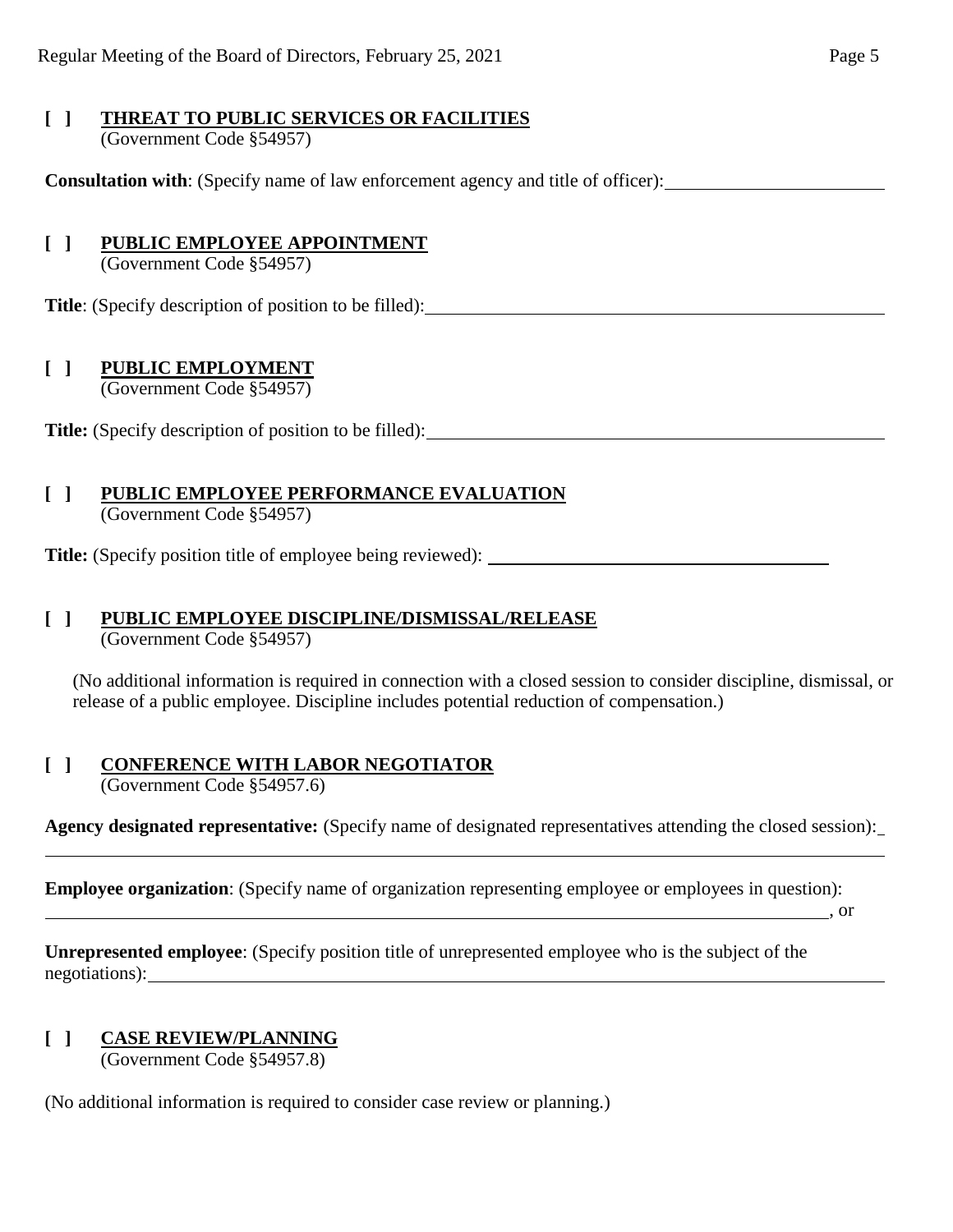**[ ] THREAT TO PUBLIC SERVICES OR FACILITIES**
(Government Code §54957)

**Consultation with**: (Specify name of law enforcement agency and title of officer): ______________________

**[ ] PUBLIC EMPLOYEE APPOINTMENT**
(Government Code §54957)

**Title**: (Specify description of position to be filled): ______________________

**[ ] PUBLIC EMPLOYMENT**
(Government Code §54957)

**Title:** (Specify description of position to be filled): ______________________

**[ ] PUBLIC EMPLOYEE PERFORMANCE EVALUATION**
(Government Code §54957)

**Title:** (Specify position title of employee being reviewed): ______________________

**[ ] PUBLIC EMPLOYEE DISCIPLINE/DISMISSAL/RELEASE**
(Government Code §54957)

(No additional information is required in connection with a closed session to consider discipline, dismissal, or release of a public employee. Discipline includes potential reduction of compensation.)

**[ ] CONFERENCE WITH LABOR NEGOTIATOR**
(Government Code §54957.6)

**Agency designated representative:** (Specify name of designated representatives attending the closed session): ______________________

**Employee organization**: (Specify name of organization representing employee or employees in question): ______________________, or

**Unrepresented employee**: (Specify position title of unrepresented employee who is the subject of the negotiations): ______________________

**[ ] CASE REVIEW/PLANNING**
(Government Code §54957.8)

(No additional information is required to consider case review or planning.)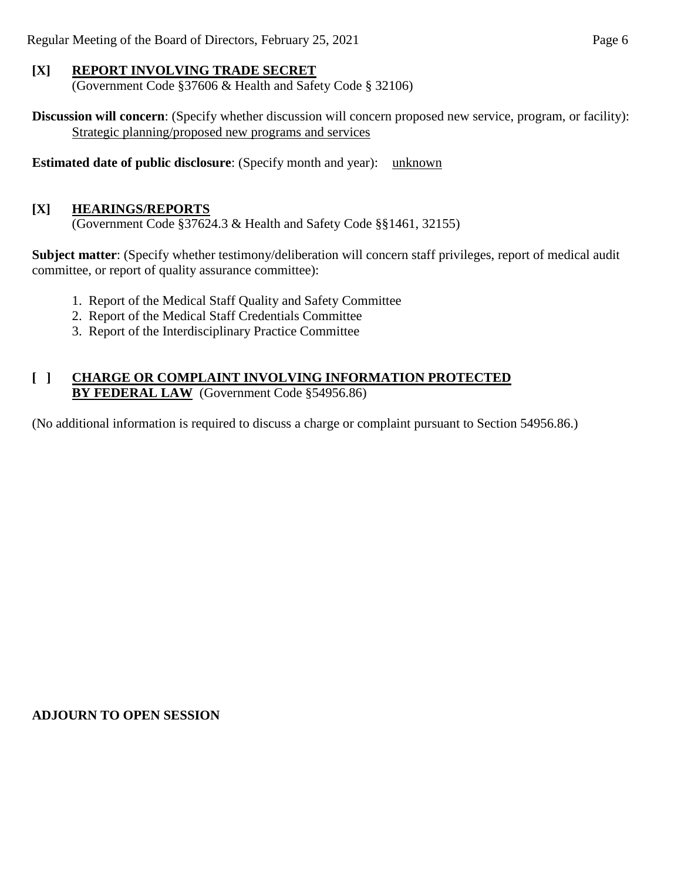**[X]** **REPORT INVOLVING TRADE SECRET**
(Government Code §37606 & Health and Safety Code § 32106)

**Discussion will concern**: (Specify whether discussion will concern proposed new service, program, or facility): Strategic planning/proposed new programs and services

**Estimated date of public disclosure**: (Specify month and year): unknown

**[X]** **HEARINGS/REPORTS**
(Government Code §37624.3 & Health and Safety Code §§1461, 32155)

**Subject matter**: (Specify whether testimony/deliberation will concern staff privileges, report of medical audit committee, or report of quality assurance committee):

1. Report of the Medical Staff Quality and Safety Committee
2. Report of the Medical Staff Credentials Committee
3. Report of the Interdisciplinary Practice Committee

**[ ]** **CHARGE OR COMPLAINT INVOLVING INFORMATION PROTECTED BY FEDERAL LAW** (Government Code §54956.86)

(No additional information is required to discuss a charge or complaint pursuant to Section 54956.86.)

**ADJOURN TO OPEN SESSION**